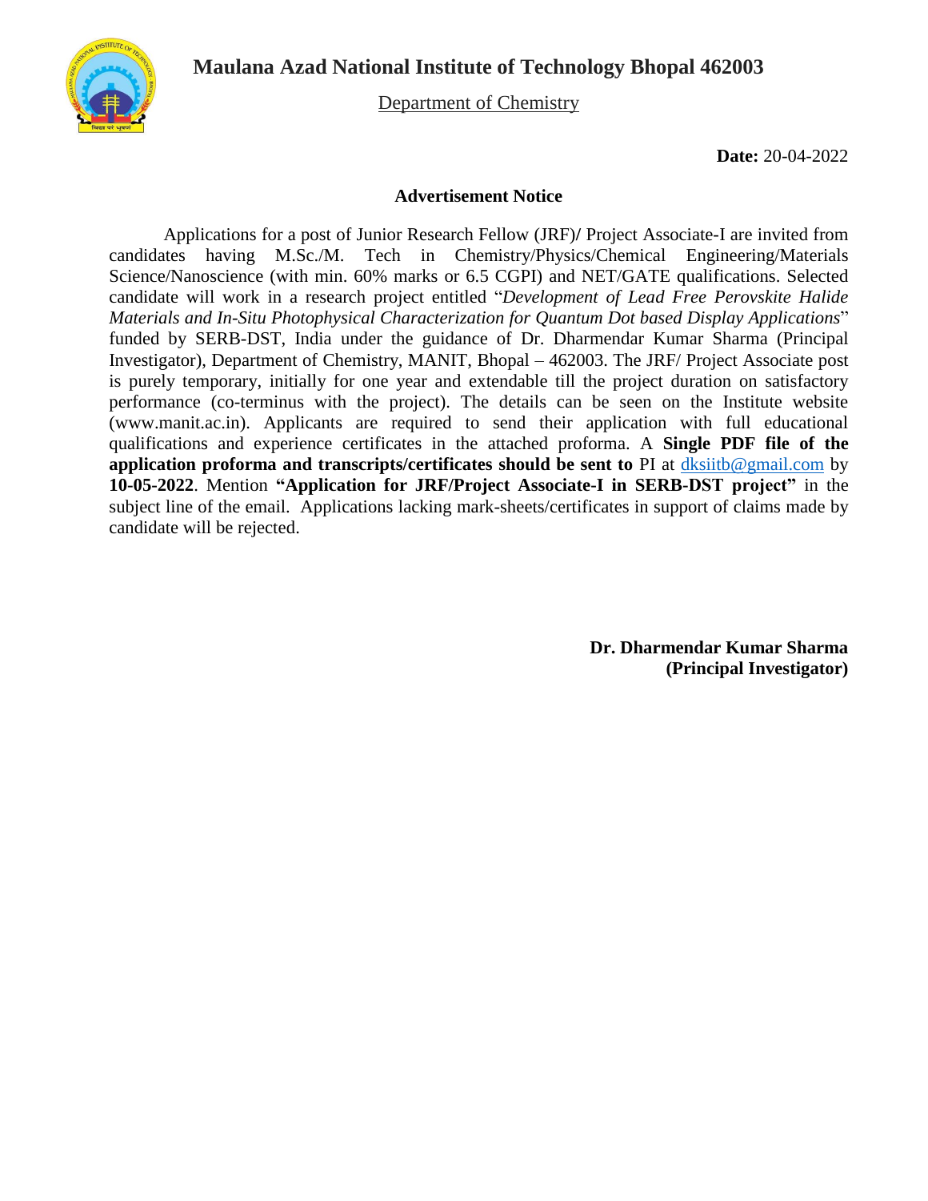# Maulana Azad National Institute of Technology Bhopal 462003

Department of Chemistry

**Date:** 20-04-2022

## Advertisement Notice

Applications for a post of Junior Research Fellow (JRF)/ Project Associate-I are invited from candidates having M.Sc./M. Tech in Chemistry/Physics/Chemical Engineering/Materials Science/Nanoscience (with min. 60% marks or 6.5 CGPI) and NET/GATE qualifications. Selected candidate will work in a research project entitled "*Development of Lead Free Perovskite Halide Materials and In-Situ Photophysical Characterization for Quantum Dot based Display Applications*" funded by SERB-DST, India under the guidance of Dr. Dharmendar Kumar Sharma (Principal Investigator), Department of Chemistry, MANIT, Bhopal – 462003. The JRF/ Project Associate post is purely temporary, initially for one year and extendable till the project duration on satisfactory performance (co-terminus with the project). The details can be seen on the Institute website (www.manit.ac.in). Applicants are required to send their application with full educational qualifications and experience certificates in the attached proforma. A **Single PDF file of the application proforma and transcripts/certificates should be sent to** PI at dksiitb@gmail.com by **10-05-2022**. Mention **"Application for JRF/Project Associate-I in SERB-DST project"** in the subject line of the email. Applications lacking mark-sheets/certificates in support of claims made by candidate will be rejected.

**Dr. Dharmendar Kumar Sharma**
**(Principal Investigator)**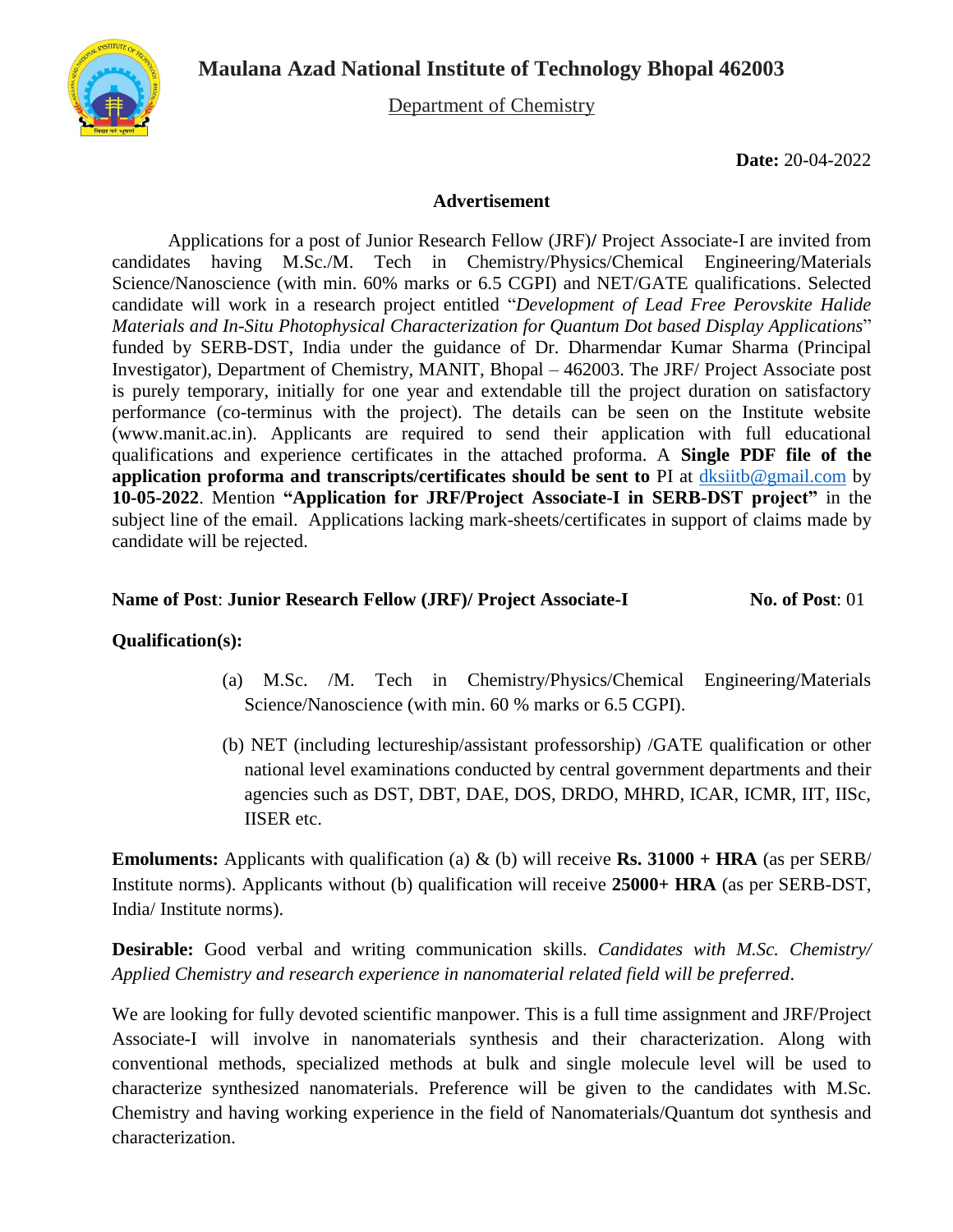# Maulana Azad National Institute of Technology Bhopal 462003

Department of Chemistry

**Date:** 20-04-2022

## Advertisement

Applications for a post of Junior Research Fellow (JRF)/ Project Associate-I are invited from candidates having M.Sc./M. Tech in Chemistry/Physics/Chemical Engineering/Materials Science/Nanoscience (with min. 60% marks or 6.5 CGPI) and NET/GATE qualifications. Selected candidate will work in a research project entitled "*Development of Lead Free Perovskite Halide Materials and In-Situ Photophysical Characterization for Quantum Dot based Display Applications*" funded by SERB-DST, India under the guidance of Dr. Dharmendar Kumar Sharma (Principal Investigator), Department of Chemistry, MANIT, Bhopal – 462003. The JRF/ Project Associate post is purely temporary, initially for one year and extendable till the project duration on satisfactory performance (co-terminus with the project). The details can be seen on the Institute website (www.manit.ac.in). Applicants are required to send their application with full educational qualifications and experience certificates in the attached proforma. A **Single PDF file of the application proforma and transcripts/certificates should be sent to** PI at dksiitb@gmail.com by **10-05-2022**. Mention **"Application for JRF/Project Associate-I in SERB-DST project"** in the subject line of the email. Applications lacking mark-sheets/certificates in support of claims made by candidate will be rejected.

**Name of Post**: **Junior Research Fellow (JRF)/ Project Associate-I** **No. of Post**: 01

**Qualification(s):**

(a) M.Sc. /M. Tech in Chemistry/Physics/Chemical Engineering/Materials Science/Nanoscience (with min. 60 % marks or 6.5 CGPI).

(b) NET (including lectureship/assistant professorship) /GATE qualification or other national level examinations conducted by central government departments and their agencies such as DST, DBT, DAE, DOS, DRDO, MHRD, ICAR, ICMR, IIT, IISc, IISER etc.

**Emoluments:** Applicants with qualification (a) & (b) will receive **Rs. 31000 + HRA** (as per SERB/ Institute norms). Applicants without (b) qualification will receive **25000+ HRA** (as per SERB-DST, India/ Institute norms).

**Desirable:** Good verbal and writing communication skills. *Candidates with M.Sc. Chemistry/ Applied Chemistry and research experience in nanomaterial related field will be preferred*.

We are looking for fully devoted scientific manpower. This is a full time assignment and JRF/Project Associate-I will involve in nanomaterials synthesis and their characterization. Along with conventional methods, specialized methods at bulk and single molecule level will be used to characterize synthesized nanomaterials. Preference will be given to the candidates with M.Sc. Chemistry and having working experience in the field of Nanomaterials/Quantum dot synthesis and characterization.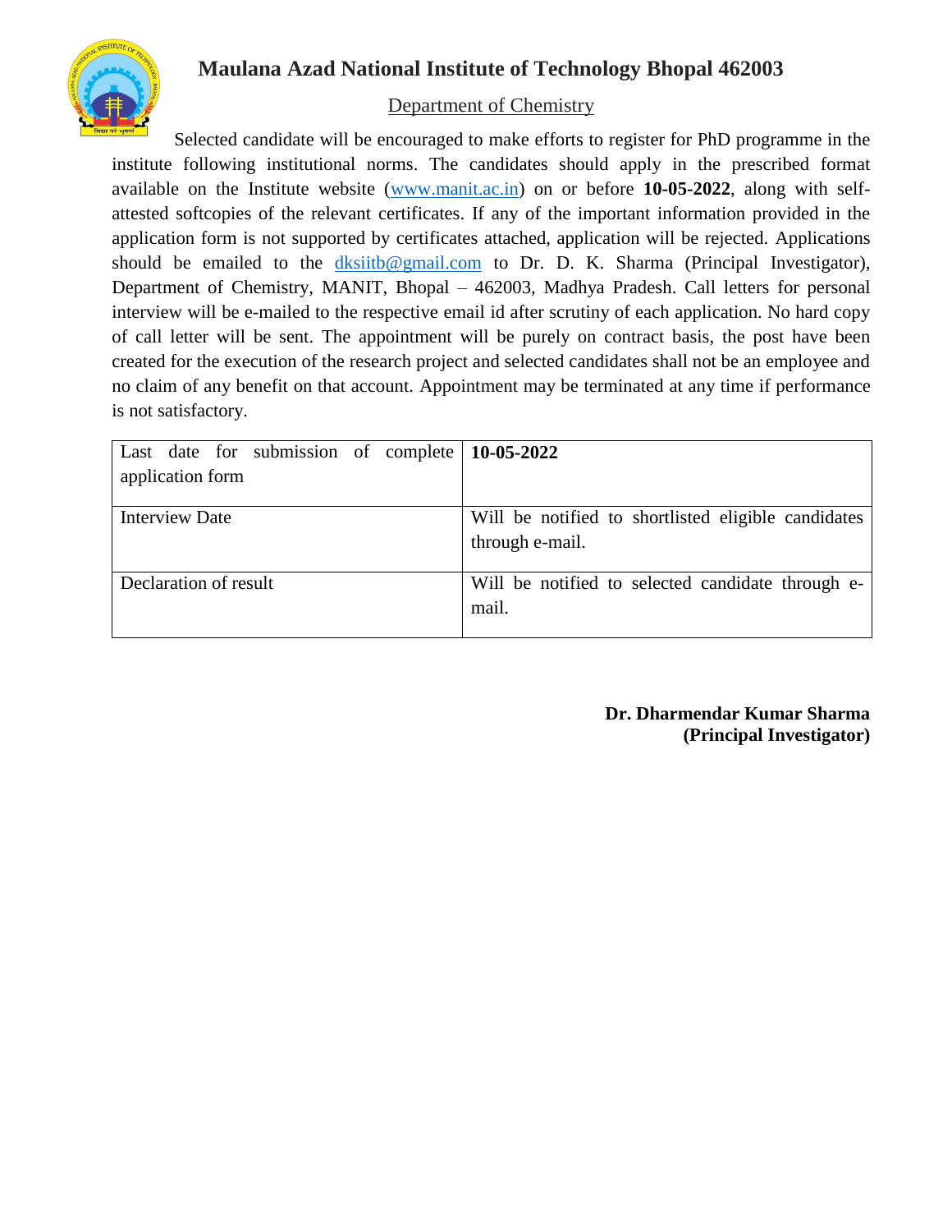# Maulana Azad National Institute of Technology Bhopal 462003

## Department of Chemistry

Selected candidate will be encouraged to make efforts to register for PhD programme in the institute following institutional norms. The candidates should apply in the prescribed format available on the Institute website (www.manit.ac.in) on or before **10-05-2022**, along with self-attested softcopies of the relevant certificates. If any of the important information provided in the application form is not supported by certificates attached, application will be rejected. Applications should be emailed to the dksiitb@gmail.com to Dr. D. K. Sharma (Principal Investigator), Department of Chemistry, MANIT, Bhopal – 462003, Madhya Pradesh. Call letters for personal interview will be e-mailed to the respective email id after scrutiny of each application. No hard copy of call letter will be sent. The appointment will be purely on contract basis, the post have been created for the execution of the research project and selected candidates shall not be an employee and no claim of any benefit on that account. Appointment may be terminated at any time if performance is not satisfactory.

| Last date for submission of complete application form | **10-05-2022** |
|---|---|
| Interview Date | Will be notified to shortlisted eligible candidates through e-mail. |
| Declaration of result | Will be notified to selected candidate through e-mail. |

**Dr. Dharmendar Kumar Sharma**
**(Principal Investigator)**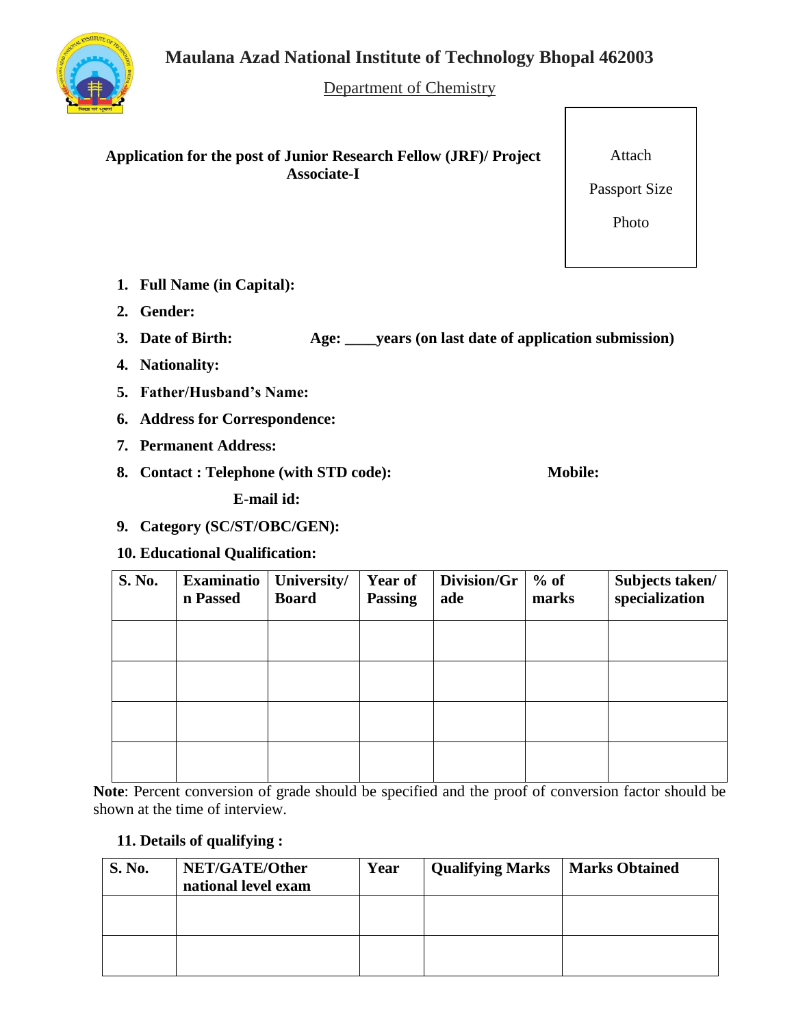# Maulana Azad National Institute of Technology Bhopal 462003

Department of Chemistry

**Application for the post of Junior Research Fellow (JRF)/ Project Associate-I**

Attach

Passport Size

Photo

1. **Full Name (in Capital):**
2. **Gender:**
3. **Date of Birth:** **Age: ____years (on last date of application submission)**
4. **Nationality:**
5. **Father/Husband's Name:**
6. **Address for Correspondence:**
7. **Permanent Address:**
8. **Contact : Telephone (with STD code):** **Mobile:**

   **E-mail id:**
9. **Category (SC/ST/OBC/GEN):**
10. **Educational Qualification:**

| S. No. | Examination Passed | University/ Board | Year of Passing | Division/Grade | % of marks | Subjects taken/ specialization |
|---|---|---|---|---|---|---|
| | | | | | | |
| | | | | | | |
| | | | | | | |
| | | | | | | |

**Note**: Percent conversion of grade should be specified and the proof of conversion factor should be shown at the time of interview.

11. **Details of qualifying :**

| S. No. | NET/GATE/Other national level exam | Year | Qualifying Marks | Marks Obtained |
|---|---|---|---|---|
| | | | | |
| | | | | |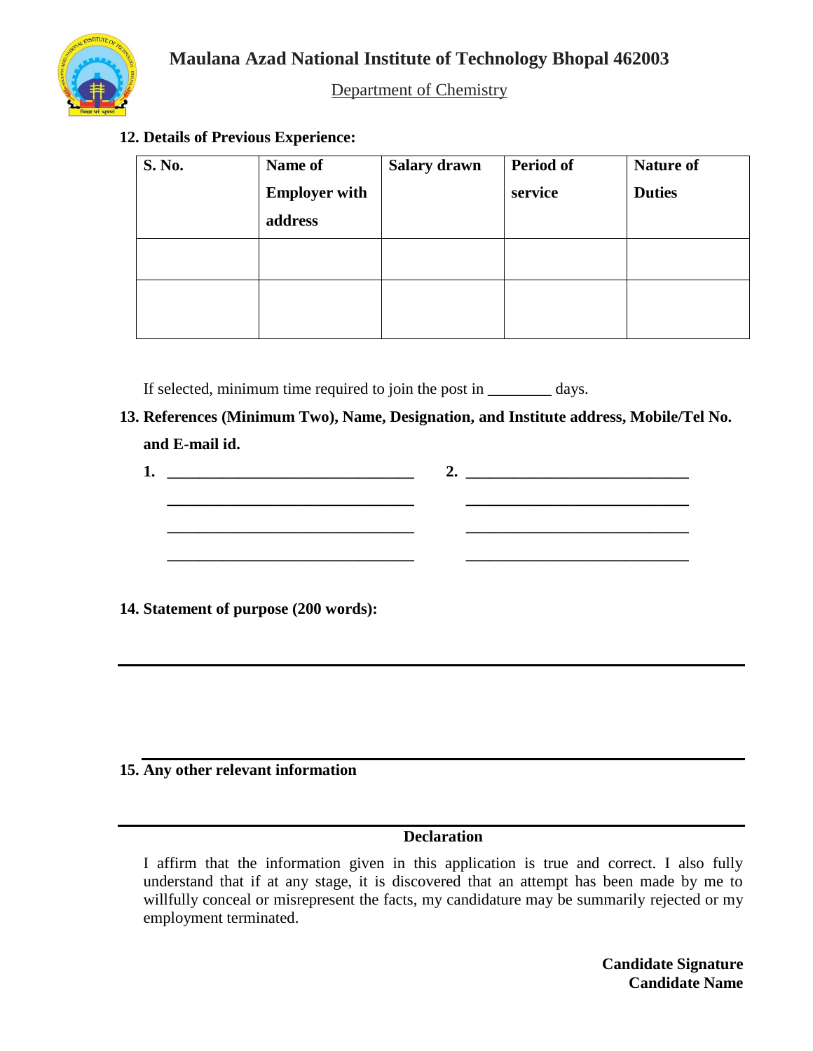**Maulana Azad National Institute of Technology Bhopal 462003**

Department of Chemistry

**12. Details of Previous Experience:**

| S. No. | Name of Employer with address | Salary drawn | Period of service | Nature of Duties |
|---|---|---|---|---|
| | | | | |
| | | | | |

If selected, minimum time required to join the post in ________ days.

**13. References (Minimum Two), Name, Designation, and Institute address, Mobile/Tel No. and E-mail id.**

**1.** ________________________________ **2.** ____________________________

________________________________ ____________________________

________________________________ ____________________________

________________________________ ____________________________

**14. Statement of purpose (200 words):**

**15. Any other relevant information**

**Declaration**

I affirm that the information given in this application is true and correct. I also fully understand that if at any stage, it is discovered that an attempt has been made by me to willfully conceal or misrepresent the facts, my candidature may be summarily rejected or my employment terminated.

**Candidate Signature**
**Candidate Name**